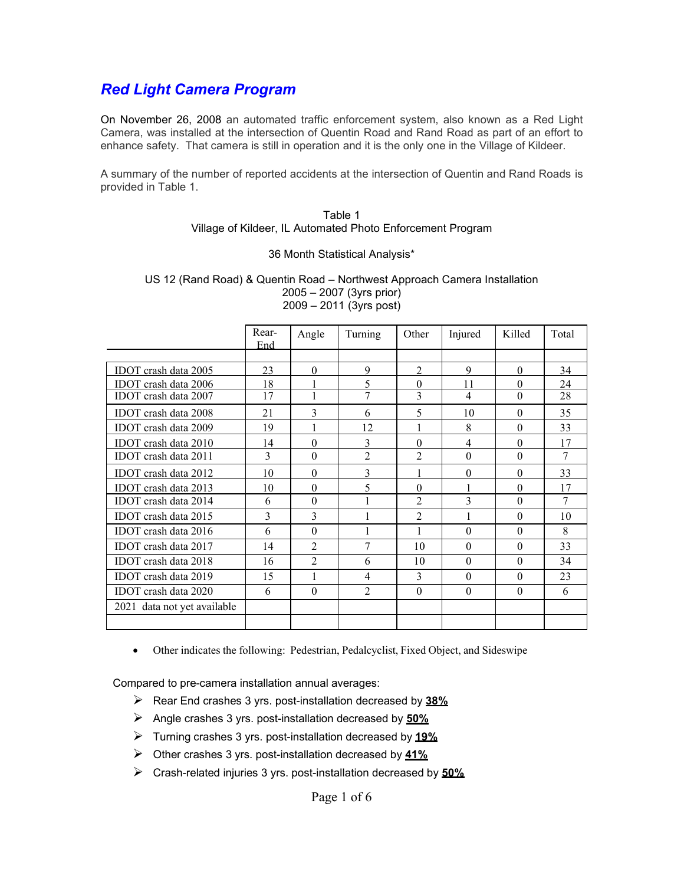# *Red Light Camera Program*

On November 26, 2008 an automated traffic enforcement system, also known as a Red Light Camera, was installed at the intersection of Quentin Road and Rand Road as part of an effort to enhance safety. That camera is still in operation and it is the only one in the Village of Kildeer.

A summary of the number of reported accidents at the intersection of Quentin and Rand Roads is provided in Table 1.

Table 1
Village of Kildeer, IL Automated Photo Enforcement Program

36 Month Statistical Analysis*

US 12 (Rand Road) & Quentin Road – Northwest Approach Camera Installation
2005 – 2007 (3yrs prior)
2009 – 2011 (3yrs post)

| | Rear-End | Angle | Turning | Other | Injured | Killed | Total |
|---|---|---|---|---|---|---|---|
| IDOT crash data 2005 | 23 | 0 | 9 | 2 | 9 | 0 | 34 |
| IDOT crash data 2006 | 18 | 1 | 5 | 0 | 11 | 0 | 24 |
| IDOT crash data 2007 | 17 | 1 | 7 | 3 | 4 | 0 | 28 |
| IDOT crash data 2008 | 21 | 3 | 6 | 5 | 10 | 0 | 35 |
| IDOT crash data 2009 | 19 | 1 | 12 | 1 | 8 | 0 | 33 |
| IDOT crash data 2010 | 14 | 0 | 3 | 0 | 4 | 0 | 17 |
| IDOT crash data 2011 | 3 | 0 | 2 | 2 | 0 | 0 | 7 |
| IDOT crash data 2012 | 10 | 0 | 3 | 1 | 0 | 0 | 33 |
| IDOT crash data 2013 | 10 | 0 | 5 | 0 | 1 | 0 | 17 |
| IDOT crash data 2014 | 6 | 0 | 1 | 2 | 3 | 0 | 7 |
| IDOT crash data 2015 | 3 | 3 | 1 | 2 | 1 | 0 | 10 |
| IDOT crash data 2016 | 6 | 0 | 1 | 1 | 0 | 0 | 8 |
| IDOT crash data 2017 | 14 | 2 | 7 | 10 | 0 | 0 | 33 |
| IDOT crash data 2018 | 16 | 2 | 6 | 10 | 0 | 0 | 34 |
| IDOT crash data 2019 | 15 | 1 | 4 | 3 | 0 | 0 | 23 |
| IDOT crash data 2020 | 6 | 0 | 2 | 0 | 0 | 0 | 6 |
| 2021 data not yet available | | | | | | | |

- Other indicates the following: Pedestrian, Pedalcyclist, Fixed Object, and Sideswipe

Compared to pre-camera installation annual averages:

- Rear End crashes 3 yrs. post-installation decreased by **38%**
- Angle crashes 3 yrs. post-installation decreased by **50%**
- Turning crashes 3 yrs. post-installation decreased by **19%**
- Other crashes 3 yrs. post-installation decreased by **41%**
- Crash-related injuries 3 yrs. post-installation decreased by **50%**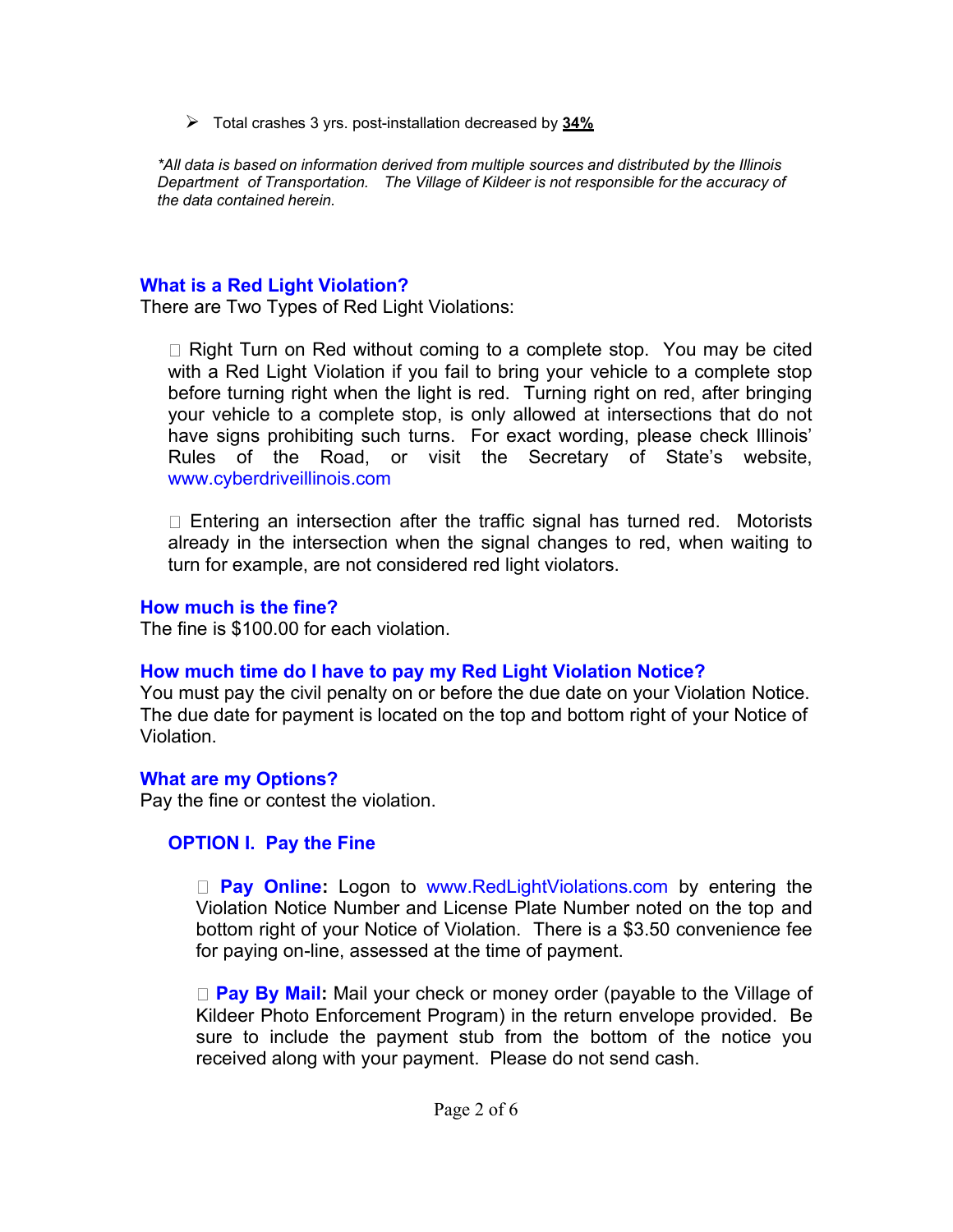- Total crashes 3 yrs. post-installation decreased by **34%**

*\*All data is based on information derived from multiple sources and distributed by the Illinois Department of Transportation. The Village of Kildeer is not responsible for the accuracy of the data contained herein.*

## What is a Red Light Violation?

There are Two Types of Red Light Violations:

- Right Turn on Red without coming to a complete stop. You may be cited with a Red Light Violation if you fail to bring your vehicle to a complete stop before turning right when the light is red. Turning right on red, after bringing your vehicle to a complete stop, is only allowed at intersections that do not have signs prohibiting such turns. For exact wording, please check Illinois' Rules of the Road, or visit the Secretary of State's website, www.cyberdriveillinois.com

- Entering an intersection after the traffic signal has turned red. Motorists already in the intersection when the signal changes to red, when waiting to turn for example, are not considered red light violators.

## How much is the fine?

The fine is $100.00 for each violation.

## How much time do I have to pay my Red Light Violation Notice?

You must pay the civil penalty on or before the due date on your Violation Notice. The due date for payment is located on the top and bottom right of your Notice of Violation.

## What are my Options?

Pay the fine or contest the violation.

### OPTION I. Pay the Fine

- **Pay Online:** Logon to www.RedLightViolations.com by entering the Violation Notice Number and License Plate Number noted on the top and bottom right of your Notice of Violation. There is a $3.50 convenience fee for paying on-line, assessed at the time of payment.

- **Pay By Mail:** Mail your check or money order (payable to the Village of Kildeer Photo Enforcement Program) in the return envelope provided. Be sure to include the payment stub from the bottom of the notice you received along with your payment. Please do not send cash.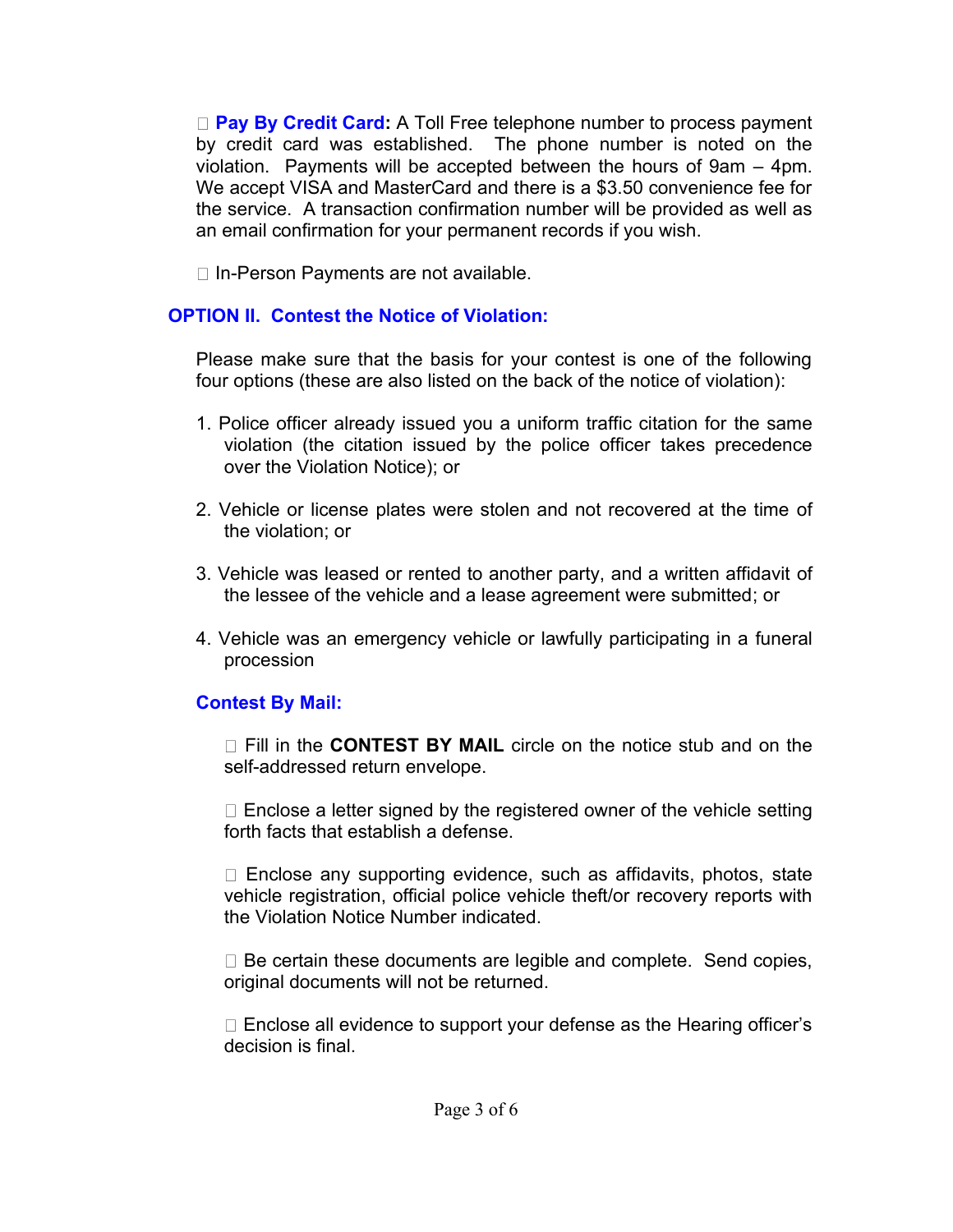- **Pay By Credit Card:** A Toll Free telephone number to process payment by credit card was established. The phone number is noted on the violation. Payments will be accepted between the hours of 9am – 4pm. We accept VISA and MasterCard and there is a $3.50 convenience fee for the service. A transaction confirmation number will be provided as well as an email confirmation for your permanent records if you wish.

- In-Person Payments are not available.

## OPTION II. Contest the Notice of Violation:

Please make sure that the basis for your contest is one of the following four options (these are also listed on the back of the notice of violation):

1. Police officer already issued you a uniform traffic citation for the same violation (the citation issued by the police officer takes precedence over the Violation Notice); or

2. Vehicle or license plates were stolen and not recovered at the time of the violation; or

3. Vehicle was leased or rented to another party, and a written affidavit of the lessee of the vehicle and a lease agreement were submitted; or

4. Vehicle was an emergency vehicle or lawfully participating in a funeral procession

### Contest By Mail:

- Fill in the **CONTEST BY MAIL** circle on the notice stub and on the self-addressed return envelope.

- Enclose a letter signed by the registered owner of the vehicle setting forth facts that establish a defense.

- Enclose any supporting evidence, such as affidavits, photos, state vehicle registration, official police vehicle theft/or recovery reports with the Violation Notice Number indicated.

- Be certain these documents are legible and complete. Send copies, original documents will not be returned.

- Enclose all evidence to support your defense as the Hearing officer's decision is final.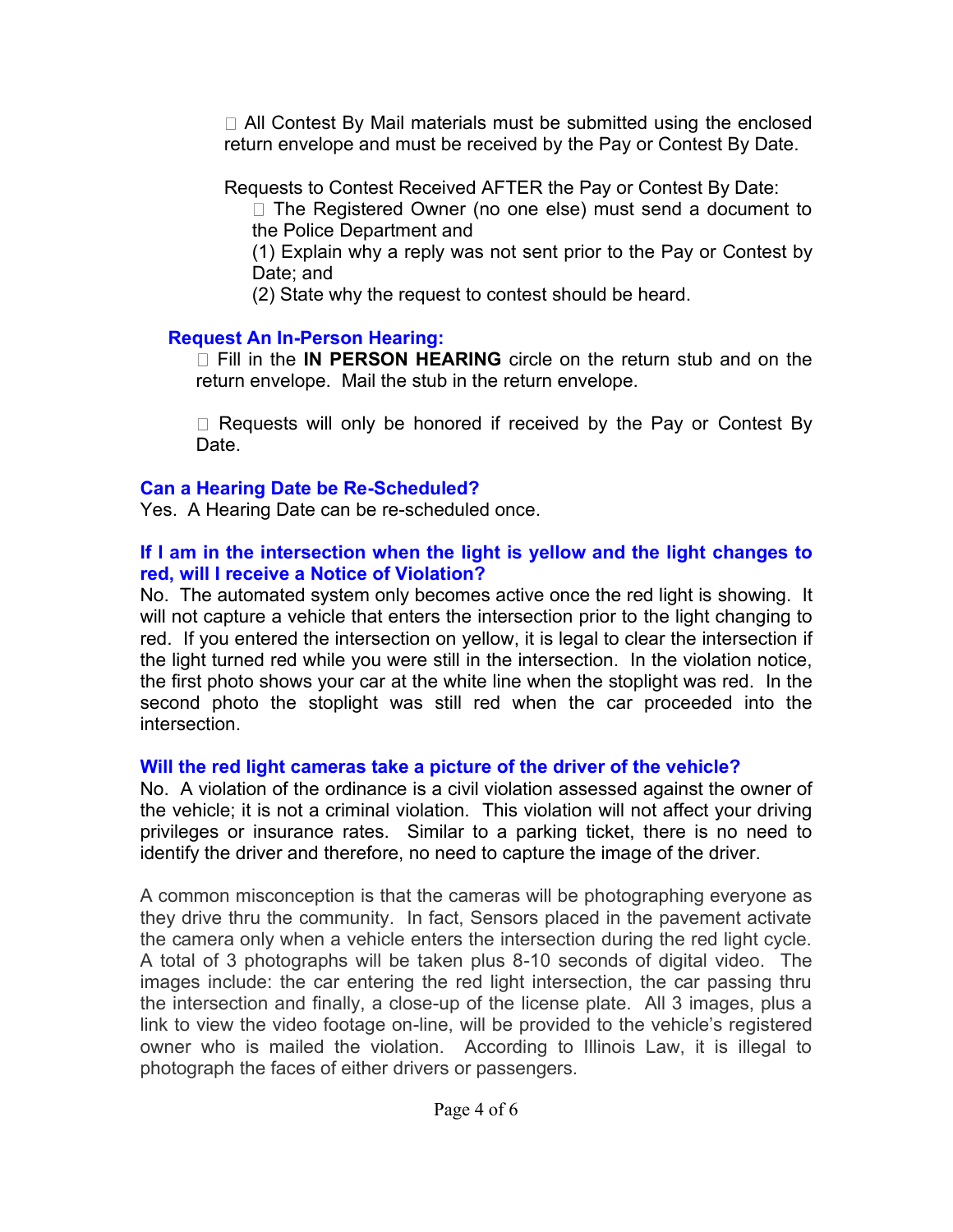- All Contest By Mail materials must be submitted using the enclosed return envelope and must be received by the Pay or Contest By Date.

Requests to Contest Received AFTER the Pay or Contest By Date:

- The Registered Owner (no one else) must send a document to the Police Department and
  (1) Explain why a reply was not sent prior to the Pay or Contest by Date; and
  (2) State why the request to contest should be heard.

### Request An In-Person Hearing:

- Fill in the **IN PERSON HEARING** circle on the return stub and on the return envelope. Mail the stub in the return envelope.

- Requests will only be honored if received by the Pay or Contest By Date.

### Can a Hearing Date be Re-Scheduled?

Yes. A Hearing Date can be re-scheduled once.

### If I am in the intersection when the light is yellow and the light changes to red, will I receive a Notice of Violation?

No. The automated system only becomes active once the red light is showing. It will not capture a vehicle that enters the intersection prior to the light changing to red. If you entered the intersection on yellow, it is legal to clear the intersection if the light turned red while you were still in the intersection. In the violation notice, the first photo shows your car at the white line when the stoplight was red. In the second photo the stoplight was still red when the car proceeded into the intersection.

### Will the red light cameras take a picture of the driver of the vehicle?

No. A violation of the ordinance is a civil violation assessed against the owner of the vehicle; it is not a criminal violation. This violation will not affect your driving privileges or insurance rates. Similar to a parking ticket, there is no need to identify the driver and therefore, no need to capture the image of the driver.

A common misconception is that the cameras will be photographing everyone as they drive thru the community. In fact, Sensors placed in the pavement activate the camera only when a vehicle enters the intersection during the red light cycle. A total of 3 photographs will be taken plus 8-10 seconds of digital video. The images include: the car entering the red light intersection, the car passing thru the intersection and finally, a close-up of the license plate. All 3 images, plus a link to view the video footage on-line, will be provided to the vehicle's registered owner who is mailed the violation. According to Illinois Law, it is illegal to photograph the faces of either drivers or passengers.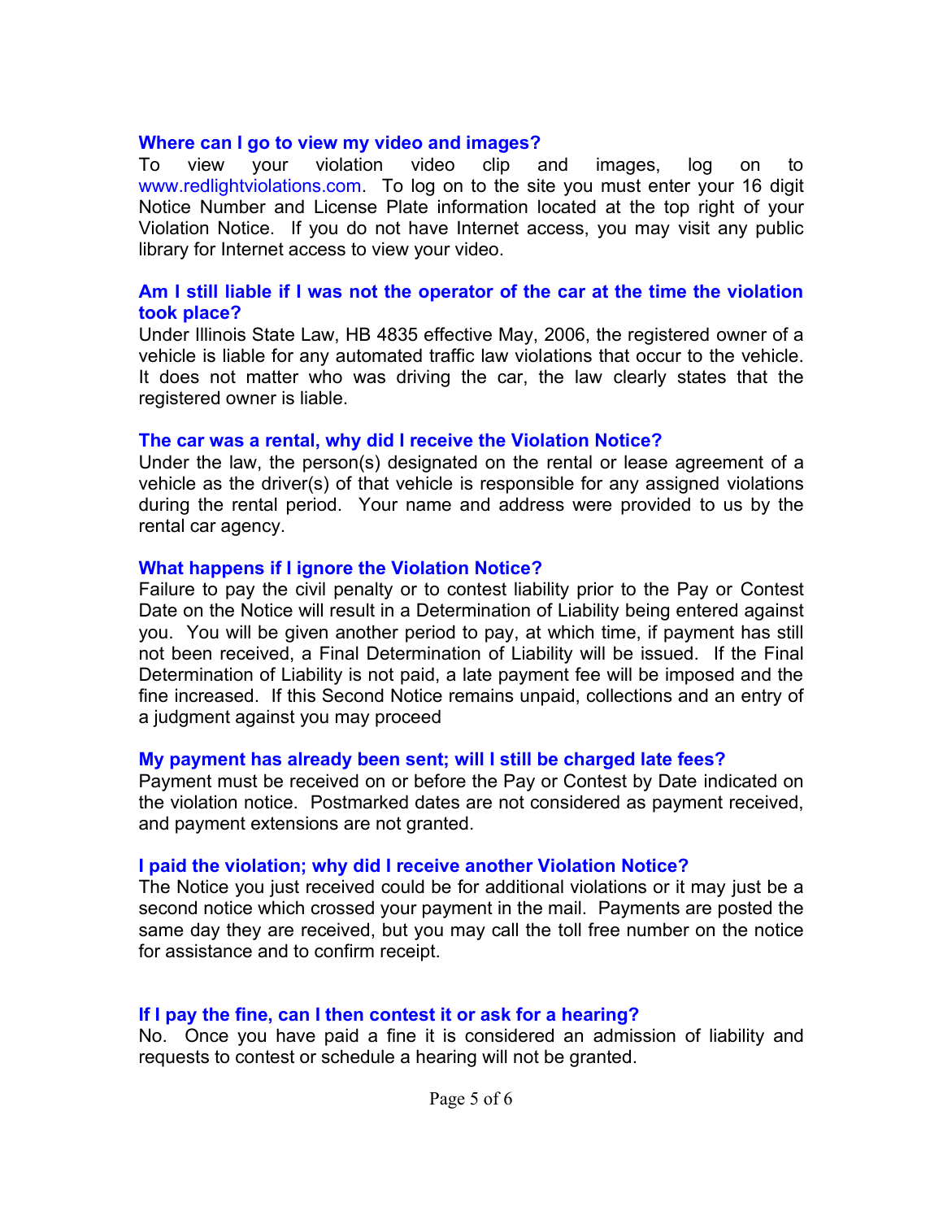### Where can I go to view my video and images?

To view your violation video clip and images, log on to www.redlightviolations.com. To log on to the site you must enter your 16 digit Notice Number and License Plate information located at the top right of your Violation Notice. If you do not have Internet access, you may visit any public library for Internet access to view your video.

### Am I still liable if I was not the operator of the car at the time the violation took place?

Under Illinois State Law, HB 4835 effective May, 2006, the registered owner of a vehicle is liable for any automated traffic law violations that occur to the vehicle. It does not matter who was driving the car, the law clearly states that the registered owner is liable.

### The car was a rental, why did I receive the Violation Notice?

Under the law, the person(s) designated on the rental or lease agreement of a vehicle as the driver(s) of that vehicle is responsible for any assigned violations during the rental period. Your name and address were provided to us by the rental car agency.

### What happens if I ignore the Violation Notice?

Failure to pay the civil penalty or to contest liability prior to the Pay or Contest Date on the Notice will result in a Determination of Liability being entered against you. You will be given another period to pay, at which time, if payment has still not been received, a Final Determination of Liability will be issued. If the Final Determination of Liability is not paid, a late payment fee will be imposed and the fine increased. If this Second Notice remains unpaid, collections and an entry of a judgment against you may proceed

### My payment has already been sent; will I still be charged late fees?

Payment must be received on or before the Pay or Contest by Date indicated on the violation notice. Postmarked dates are not considered as payment received, and payment extensions are not granted.

### I paid the violation; why did I receive another Violation Notice?

The Notice you just received could be for additional violations or it may just be a second notice which crossed your payment in the mail. Payments are posted the same day they are received, but you may call the toll free number on the notice for assistance and to confirm receipt.

### If I pay the fine, can I then contest it or ask for a hearing?

No. Once you have paid a fine it is considered an admission of liability and requests to contest or schedule a hearing will not be granted.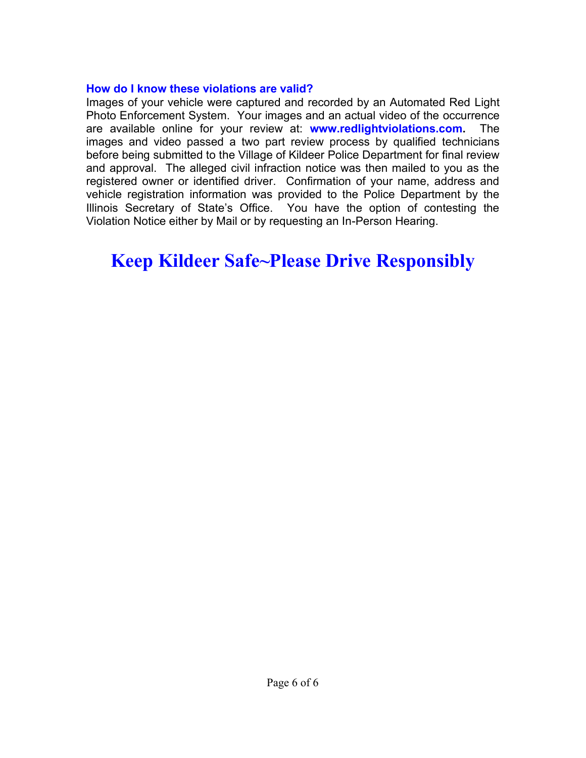### How do I know these violations are valid?

Images of your vehicle were captured and recorded by an Automated Red Light Photo Enforcement System. Your images and an actual video of the occurrence are available online for your review at: **www.redlightviolations.com.** The images and video passed a two part review process by qualified technicians before being submitted to the Village of Kildeer Police Department for final review and approval. The alleged civil infraction notice was then mailed to you as the registered owner or identified driver. Confirmation of your name, address and vehicle registration information was provided to the Police Department by the Illinois Secretary of State's Office. You have the option of contesting the Violation Notice either by Mail or by requesting an In-Person Hearing.

## Keep Kildeer Safe~Please Drive Responsibly